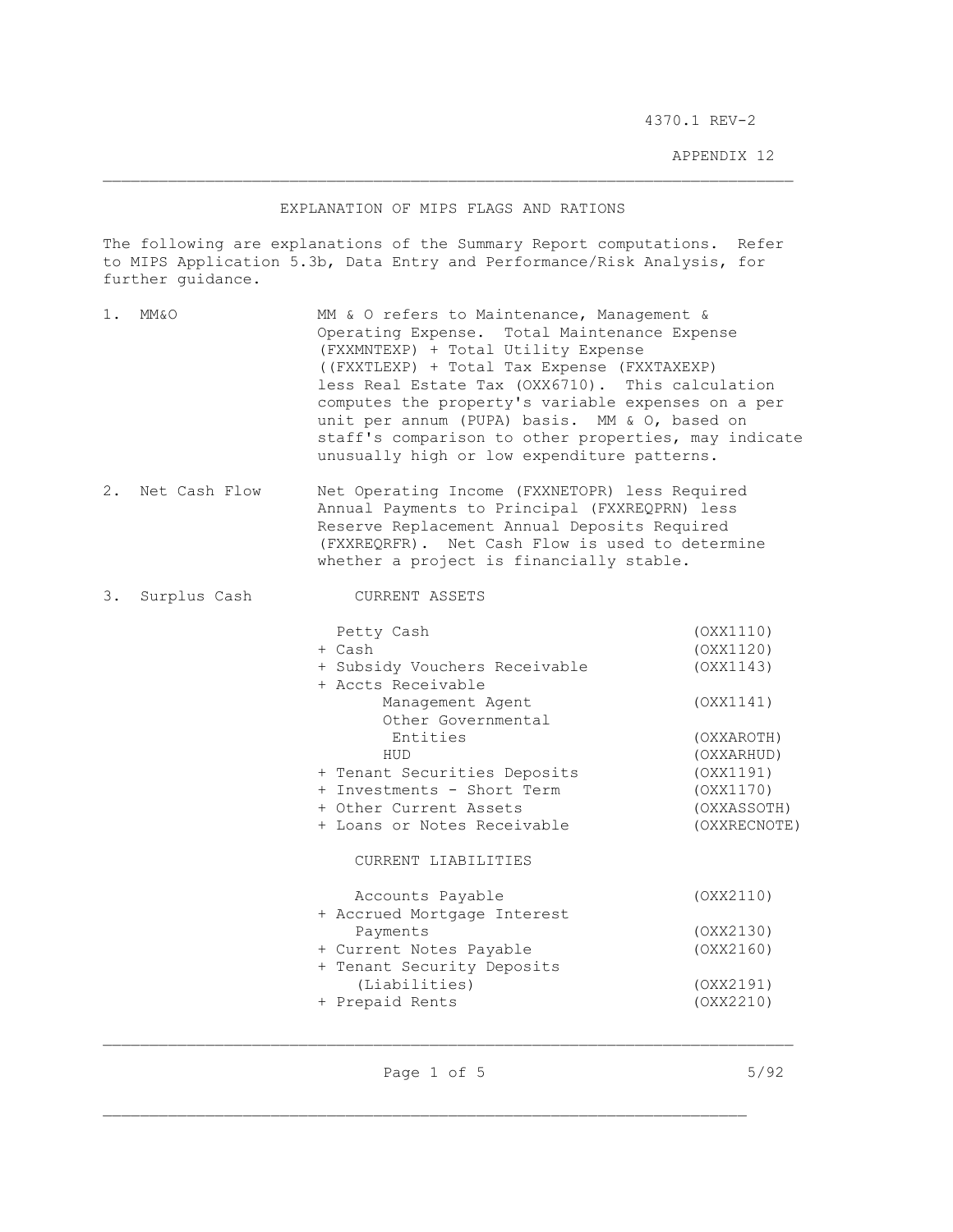4370.1 REV-2

APPENDIX 12

## EXPLANATION OF MIPS FLAGS AND RATIONS

The following are explanations of the Summary Report computations. Refer to MIPS Application 5.3b, Data Entry and Performance/Risk Analysis, for further guidance.

1. **MM&O** — MM & O refers to Maintenance, Management & Operating Expense. Total Maintenance Expense (FXXMNTEXP) + Total Utility Expense ((FXXTLEXP) + Total Tax Expense (FXXTAXEXP) less Real Estate Tax (OXX6710). This calculation computes the property's variable expenses on a per unit per annum (PUPA) basis. MM & O, based on staff's comparison to other properties, may indicate unusually high or low expenditure patterns.

2. **Net Cash Flow** — Net Operating Income (FXXNETOPR) less Required Annual Payments to Principal (FXXREQPRN) less Reserve Replacement Annual Deposits Required (FXXREQRFR). Net Cash Flow is used to determine whether a project is financially stable.

3. **Surplus Cash**

CURRENT ASSETS

| Item | Code |
|---|---|
| Petty Cash | (OXX1110) |
| + Cash | (OXX1120) |
| + Subsidy Vouchers Receivable | (OXX1143) |
| + Accts Receivable | |
| Management Agent | (OXX1141) |
| Other Governmental Entities | (OXXAROTH) |
| HUD | (OXXARHUD) |
| + Tenant Securities Deposits | (OXX1191) |
| + Investments - Short Term | (OXX1170) |
| + Other Current Assets | (OXXASSOTH) |
| + Loans or Notes Receivable | (OXXRECNOTE) |

CURRENT LIABILITIES

| Item | Code |
|---|---|
| Accounts Payable | (OXX2110) |
| + Accrued Mortgage Interest Payments | (OXX2130) |
| + Current Notes Payable | (OXX2160) |
| + Tenant Security Deposits (Liabilities) | (OXX2191) |
| + Prepaid Rents | (OXX2210) |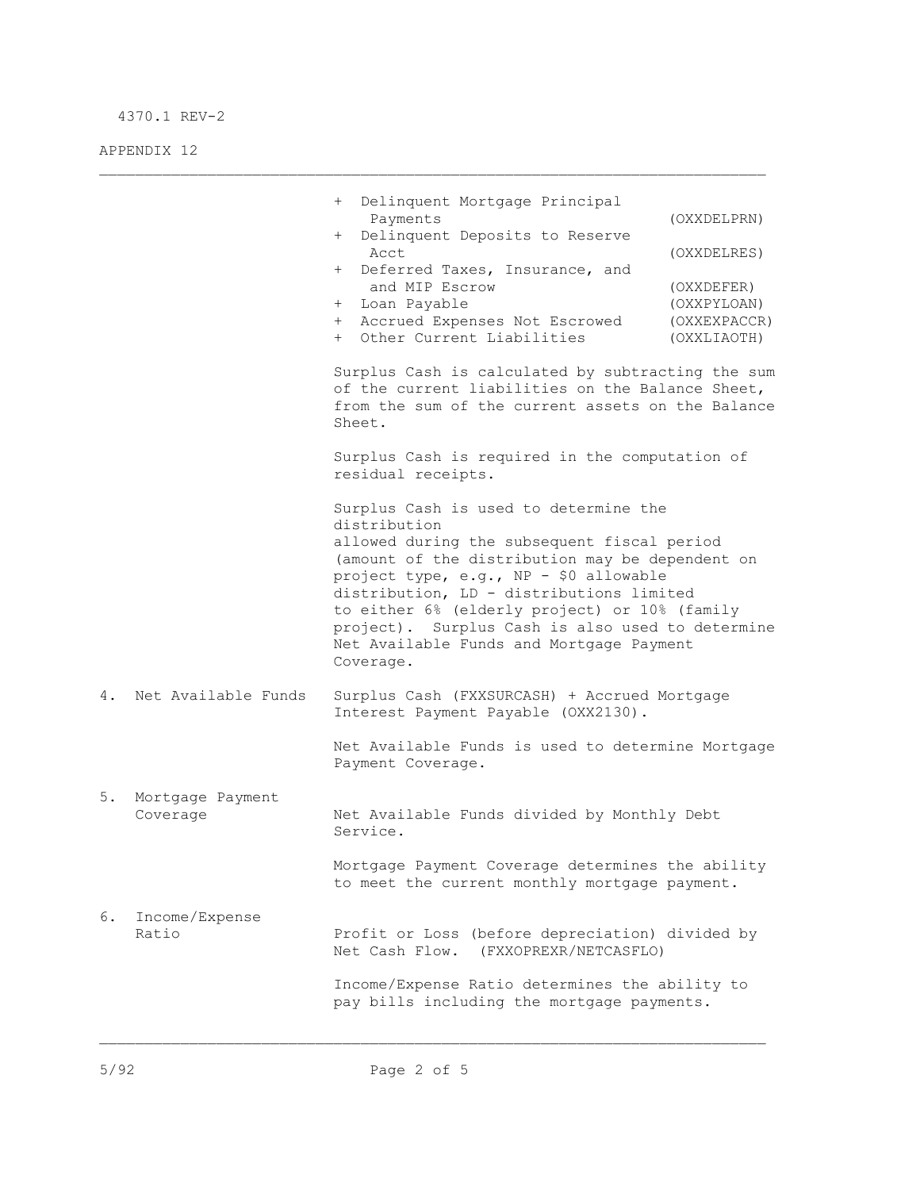+ Delinquent Mortgage Principal Payments (OXXDELPRN)
+ Delinquent Deposits to Reserve Acct (OXXDELRES)
+ Deferred Taxes, Insurance, and and MIP Escrow (OXXDEFER)
+ Loan Payable (OXXPYLOAN)
+ Accrued Expenses Not Escrowed (OXXEXPACCR)
+ Other Current Liabilities (OXXLIAOTH)

Surplus Cash is calculated by subtracting the sum of the current liabilities on the Balance Sheet, from the sum of the current assets on the Balance Sheet.

Surplus Cash is required in the computation of residual receipts.

Surplus Cash is used to determine the distribution allowed during the subsequent fiscal period (amount of the distribution may be dependent on project type, e.g., NP - $0 allowable distribution, LD - distributions limited to either 6% (elderly project) or 10% (family project). Surplus Cash is also used to determine Net Available Funds and Mortgage Payment Coverage.

4. Net Available Funds

Surplus Cash (FXXSURCASH) + Accrued Mortgage Interest Payment Payable (OXX2130).

Net Available Funds is used to determine Mortgage Payment Coverage.

5. Mortgage Payment Coverage

Net Available Funds divided by Monthly Debt Service.

Mortgage Payment Coverage determines the ability to meet the current monthly mortgage payment.

6. Income/Expense Ratio

Profit or Loss (before depreciation) divided by Net Cash Flow. (FXXOPREXR/NETCASFLO)

Income/Expense Ratio determines the ability to pay bills including the mortgage payments.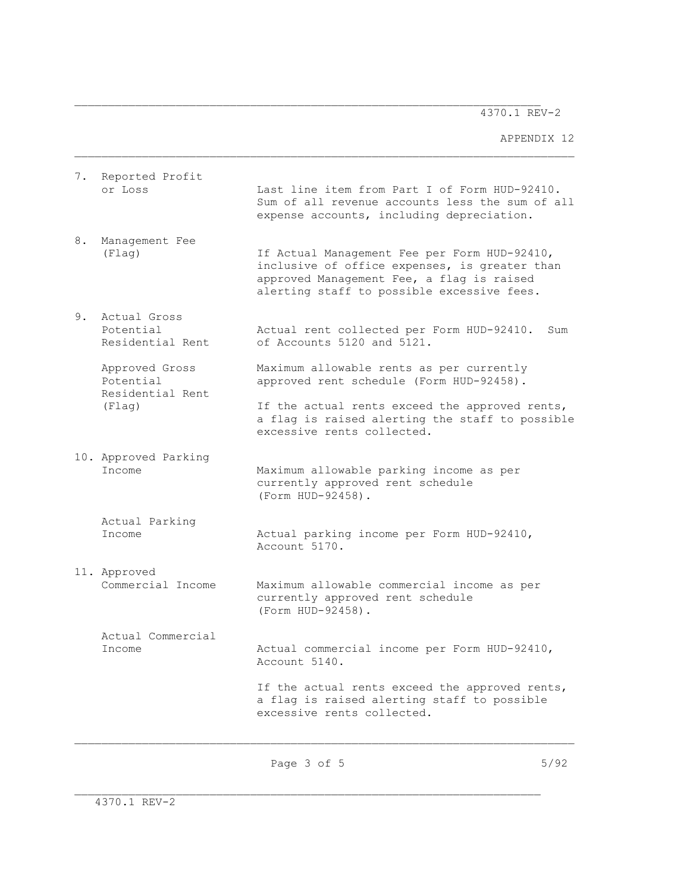| | |
|---|---|
| 7. Reported Profit or Loss | Last line item from Part I of Form HUD-92410. Sum of all revenue accounts less the sum of all expense accounts, including depreciation. |
| 8. Management Fee (Flag) | If Actual Management Fee per Form HUD-92410, inclusive of office expenses, is greater than approved Management Fee, a flag is raised alerting staff to possible excessive fees. |
| 9. Actual Gross Potential Residential Rent | Actual rent collected per Form HUD-92410. Sum of Accounts 5120 and 5121. |
| Approved Gross Potential Residential Rent | Maximum allowable rents as per currently approved rent schedule (Form HUD-92458). |
| (Flag) | If the actual rents exceed the approved rents, a flag is raised alerting the staff to possible excessive rents collected. |
| 10. Approved Parking Income | Maximum allowable parking income as per currently approved rent schedule (Form HUD-92458). |
| Actual Parking Income | Actual parking income per Form HUD-92410, Account 5170. |
| 11. Approved Commercial Income | Maximum allowable commercial income as per currently approved rent schedule (Form HUD-92458). |
| Actual Commercial Income | Actual commercial income per Form HUD-92410, Account 5140. |
| | If the actual rents exceed the approved rents, a flag is raised alerting staff to possible excessive rents collected. |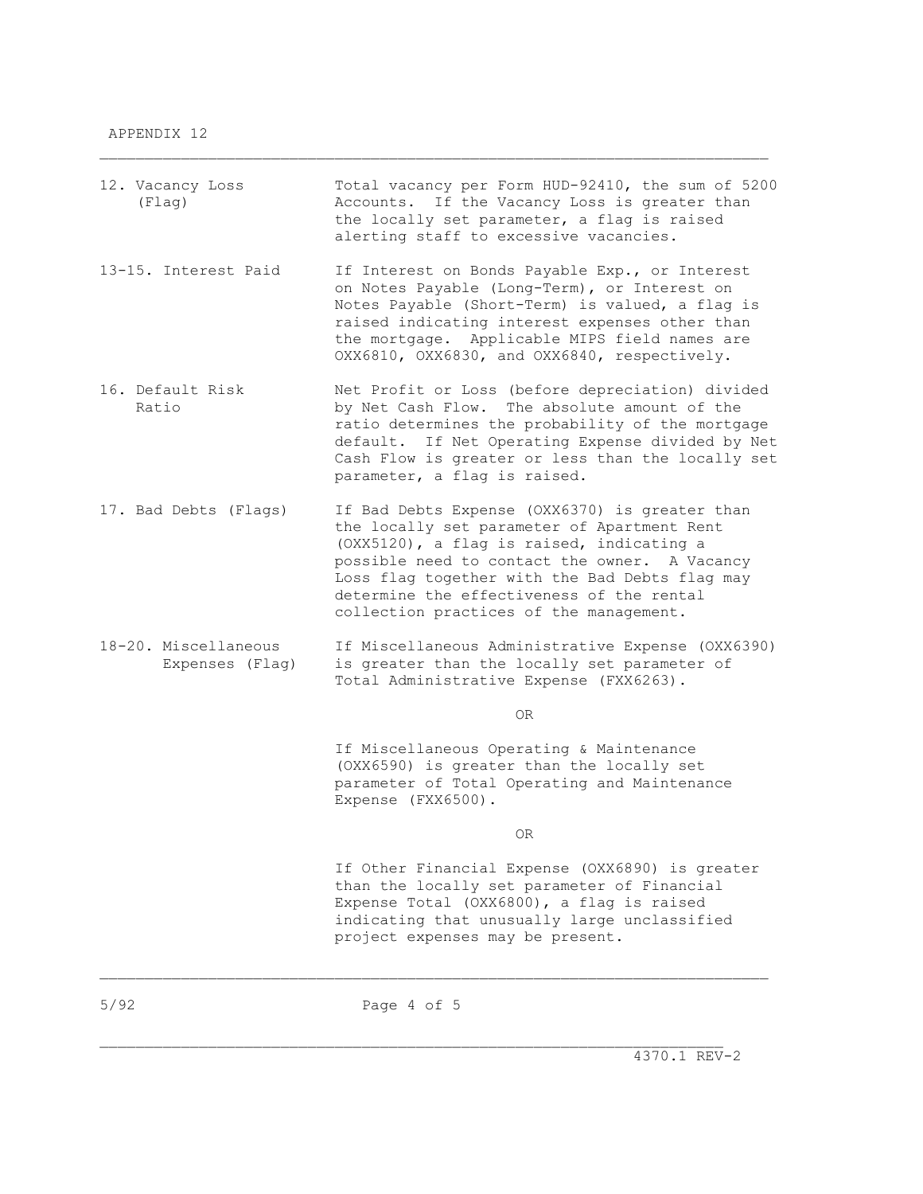12. Vacancy Loss (Flag) — Total vacancy per Form HUD-92410, the sum of 5200 Accounts. If the Vacancy Loss is greater than the locally set parameter, a flag is raised alerting staff to excessive vacancies.

13-15. Interest Paid — If Interest on Bonds Payable Exp., or Interest on Notes Payable (Long-Term), or Interest on Notes Payable (Short-Term) is valued, a flag is raised indicating interest expenses other than the mortgage. Applicable MIPS field names are OXX6810, OXX6830, and OXX6840, respectively.

16. Default Risk Ratio — Net Profit or Loss (before depreciation) divided by Net Cash Flow. The absolute amount of the ratio determines the probability of the mortgage default. If Net Operating Expense divided by Net Cash Flow is greater or less than the locally set parameter, a flag is raised.

17. Bad Debts (Flags) — If Bad Debts Expense (OXX6370) is greater than the locally set parameter of Apartment Rent (OXX5120), a flag is raised, indicating a possible need to contact the owner. A Vacancy Loss flag together with the Bad Debts flag may determine the effectiveness of the rental collection practices of the management.

18-20. Miscellaneous Expenses (Flag) — If Miscellaneous Administrative Expense (OXX6390) is greater than the locally set parameter of Total Administrative Expense (FXX6263).

OR

If Miscellaneous Operating & Maintenance (OXX6590) is greater than the locally set parameter of Total Operating and Maintenance Expense (FXX6500).

OR

If Other Financial Expense (OXX6890) is greater than the locally set parameter of Financial Expense Total (OXX6800), a flag is raised indicating that unusually large unclassified project expenses may be present.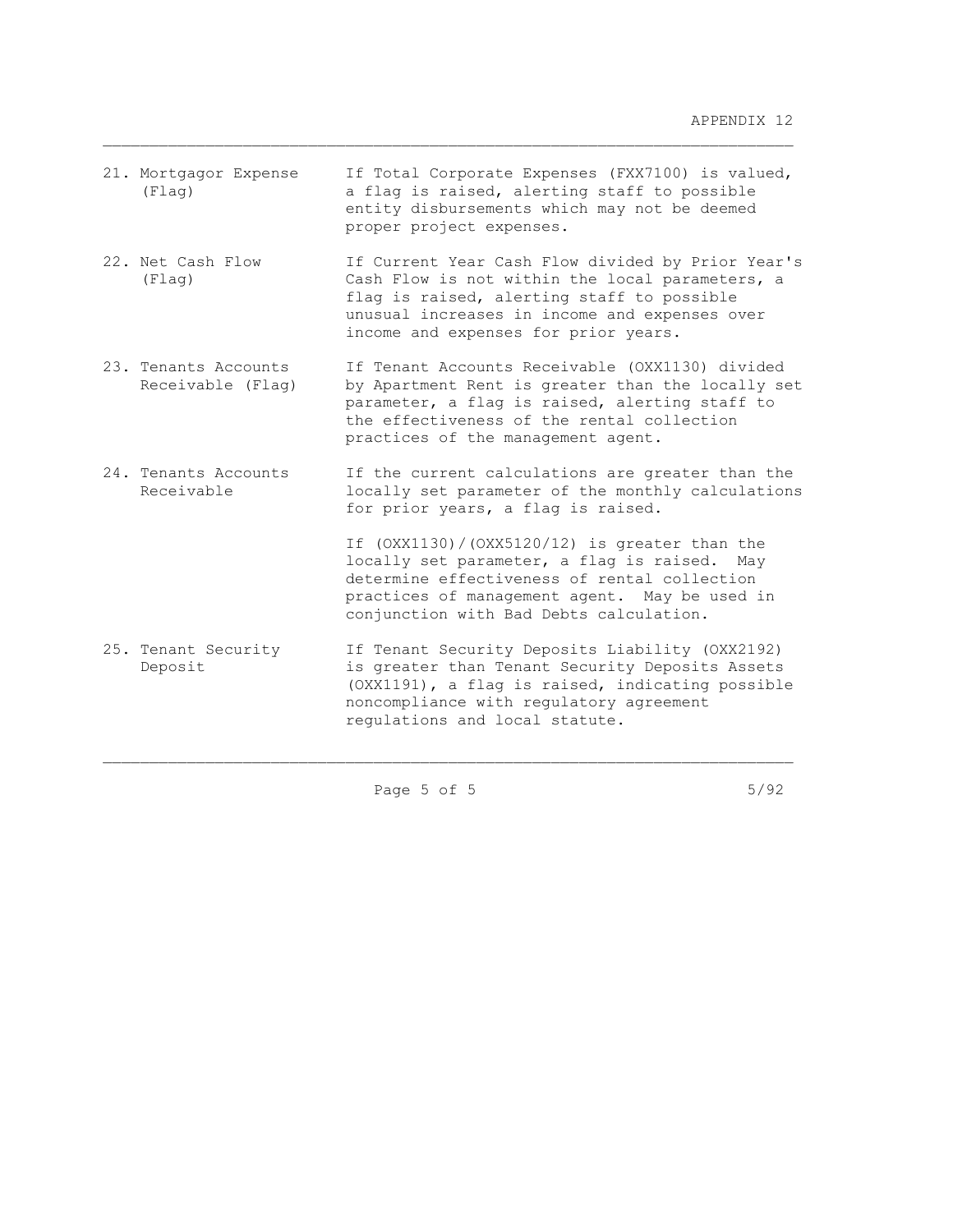| | |
|---|---|
| 21. Mortgagor Expense (Flag) | If Total Corporate Expenses (FXX7100) is valued, a flag is raised, alerting staff to possible entity disbursements which may not be deemed proper project expenses. |
| 22. Net Cash Flow (Flag) | If Current Year Cash Flow divided by Prior Year's Cash Flow is not within the local parameters, a flag is raised, alerting staff to possible unusual increases in income and expenses over income and expenses for prior years. |
| 23. Tenants Accounts Receivable (Flag) | If Tenant Accounts Receivable (OXX1130) divided by Apartment Rent is greater than the locally set parameter, a flag is raised, alerting staff to the effectiveness of the rental collection practices of the management agent. |
| 24. Tenants Accounts Receivable | If the current calculations are greater than the locally set parameter of the monthly calculations for prior years, a flag is raised.<br><br>If (OXX1130)/(OXX5120/12) is greater than the locally set parameter, a flag is raised. May determine effectiveness of rental collection practices of management agent. May be used in conjunction with Bad Debts calculation. |
| 25. Tenant Security Deposit | If Tenant Security Deposits Liability (OXX2192) is greater than Tenant Security Deposits Assets (OXX1191), a flag is raised, indicating possible noncompliance with regulatory agreement regulations and local statute. |